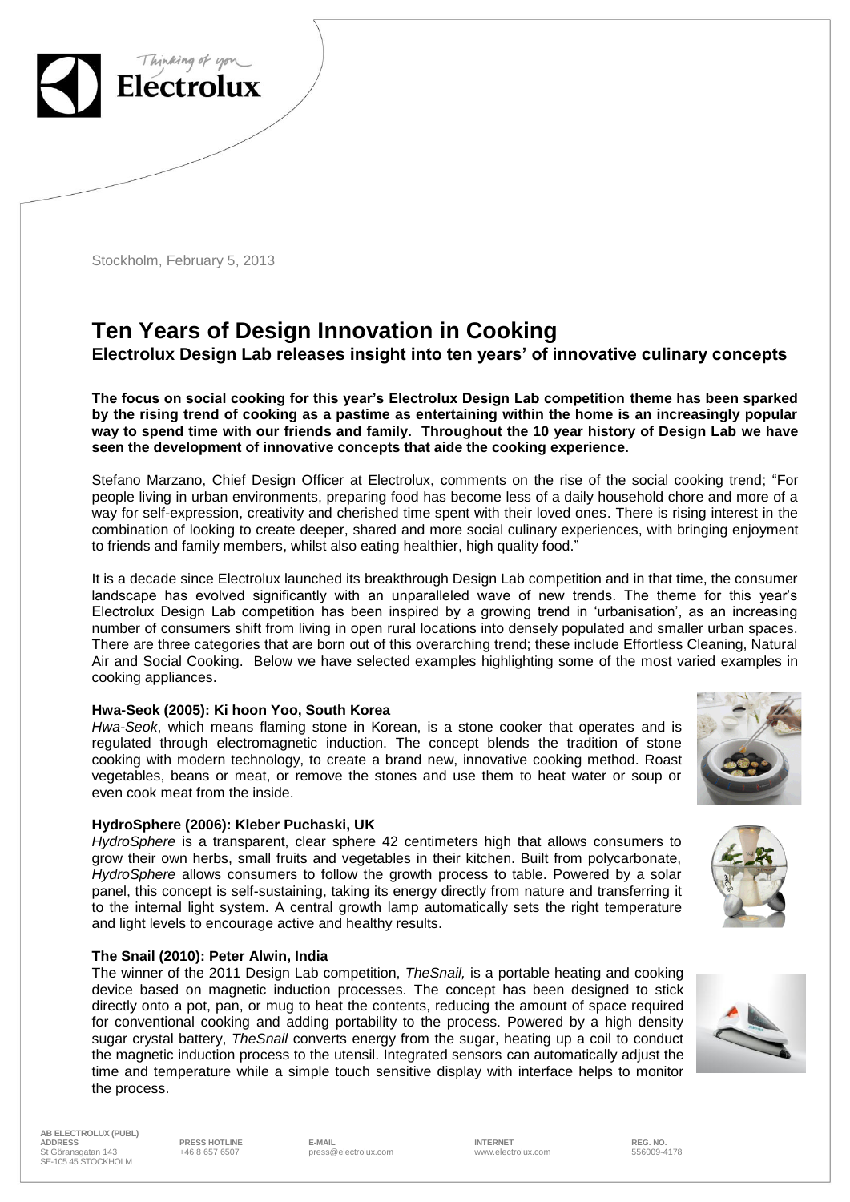Stockholm, February 5, 2013

# Ten Years of Design Innovation in Cooking

## Electrolux Design Lab releases insight into ten years' of innovative culinary concepts

**The focus on social cooking for this year's Electrolux Design Lab competition theme has been sparked by the rising trend of cooking as a pastime as entertaining within the home is an increasingly popular way to spend time with our friends and family. Throughout the 10 year history of Design Lab we have seen the development of innovative concepts that aide the cooking experience.**

Stefano Marzano, Chief Design Officer at Electrolux, comments on the rise of the social cooking trend; "For people living in urban environments, preparing food has become less of a daily household chore and more of a way for self-expression, creativity and cherished time spent with their loved ones. There is rising interest in the combination of looking to create deeper, shared and more social culinary experiences, with bringing enjoyment to friends and family members, whilst also eating healthier, high quality food."

It is a decade since Electrolux launched its breakthrough Design Lab competition and in that time, the consumer landscape has evolved significantly with an unparalleled wave of new trends. The theme for this year's Electrolux Design Lab competition has been inspired by a growing trend in 'urbanisation', as an increasing number of consumers shift from living in open rural locations into densely populated and smaller urban spaces. There are three categories that are born out of this overarching trend; these include Effortless Cleaning, Natural Air and Social Cooking. Below we have selected examples highlighting some of the most varied examples in cooking appliances.

**Hwa-Seok (2005): Ki hoon Yoo, South Korea**

*Hwa-Seok*, which means flaming stone in Korean, is a stone cooker that operates and is regulated through electromagnetic induction. The concept blends the tradition of stone cooking with modern technology, to create a brand new, innovative cooking method. Roast vegetables, beans or meat, or remove the stones and use them to heat water or soup or even cook meat from the inside.

**HydroSphere (2006): Kleber Puchaski, UK**

*HydroSphere* is a transparent, clear sphere 42 centimeters high that allows consumers to grow their own herbs, small fruits and vegetables in their kitchen. Built from polycarbonate, *HydroSphere* allows consumers to follow the growth process to table. Powered by a solar panel, this concept is self-sustaining, taking its energy directly from nature and transferring it to the internal light system. A central growth lamp automatically sets the right temperature and light levels to encourage active and healthy results.

**The Snail (2010): Peter Alwin, India**

The winner of the 2011 Design Lab competition, *TheSnail,* is a portable heating and cooking device based on magnetic induction processes. The concept has been designed to stick directly onto a pot, pan, or mug to heat the contents, reducing the amount of space required for conventional cooking and adding portability to the process. Powered by a high density sugar crystal battery, *TheSnail* converts energy from the sugar, heating up a coil to conduct the magnetic induction process to the utensil. Integrated sensors can automatically adjust the time and temperature while a simple touch sensitive display with interface helps to monitor the process.

AB ELECTROLUX (PUBL)
ADDRESS
St Göransgatan 143
SE-105 45 STOCKHOLM

PRESS HOTLINE
+46 8 657 6507

E-MAIL
press@electrolux.com

INTERNET
www.electrolux.com

REG. NO.
556009-4178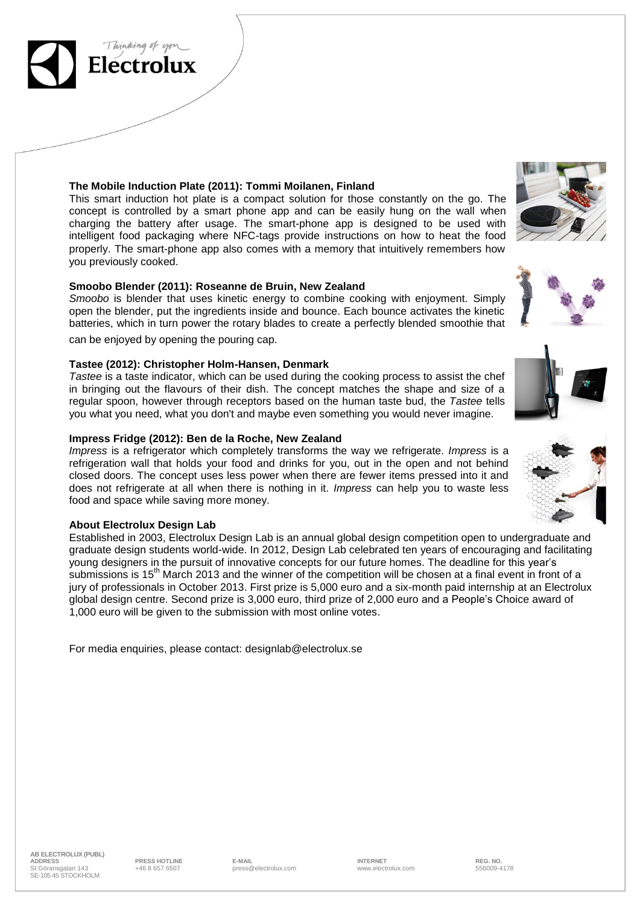**The Mobile Induction Plate (2011): Tommi Moilanen, Finland**

This smart induction hot plate is a compact solution for those constantly on the go. The concept is controlled by a smart phone app and can be easily hung on the wall when charging the battery after usage. The smart-phone app is designed to be used with intelligent food packaging where NFC-tags provide instructions on how to heat the food properly. The smart-phone app also comes with a memory that intuitively remembers how you previously cooked.

**Smoobo Blender (2011): Roseanne de Bruin, New Zealand**

*Smoobo* is blender that uses kinetic energy to combine cooking with enjoyment. Simply open the blender, put the ingredients inside and bounce. Each bounce activates the kinetic batteries, which in turn power the rotary blades to create a perfectly blended smoothie that can be enjoyed by opening the pouring cap.

**Tastee (2012): Christopher Holm-Hansen, Denmark**

*Tastee* is a taste indicator, which can be used during the cooking process to assist the chef in bringing out the flavours of their dish. The concept matches the shape and size of a regular spoon, however through receptors based on the human taste bud, the *Tastee* tells you what you need, what you don't and maybe even something you would never imagine.

**Impress Fridge (2012): Ben de la Roche, New Zealand**

*Impress* is a refrigerator which completely transforms the way we refrigerate. *Impress* is a refrigeration wall that holds your food and drinks for you, out in the open and not behind closed doors. The concept uses less power when there are fewer items pressed into it and does not refrigerate at all when there is nothing in it. *Impress* can help you to waste less food and space while saving more money.

**About Electrolux Design Lab**

Established in 2003, Electrolux Design Lab is an annual global design competition open to undergraduate and graduate design students world-wide. In 2012, Design Lab celebrated ten years of encouraging and facilitating young designers in the pursuit of innovative concepts for our future homes. The deadline for this year's submissions is 15th March 2013 and the winner of the competition will be chosen at a final event in front of a jury of professionals in October 2013. First prize is 5,000 euro and a six-month paid internship at an Electrolux global design centre. Second prize is 3,000 euro, third prize of 2,000 euro and a People's Choice award of 1,000 euro will be given to the submission with most online votes.

For media enquiries, please contact: designlab@electrolux.se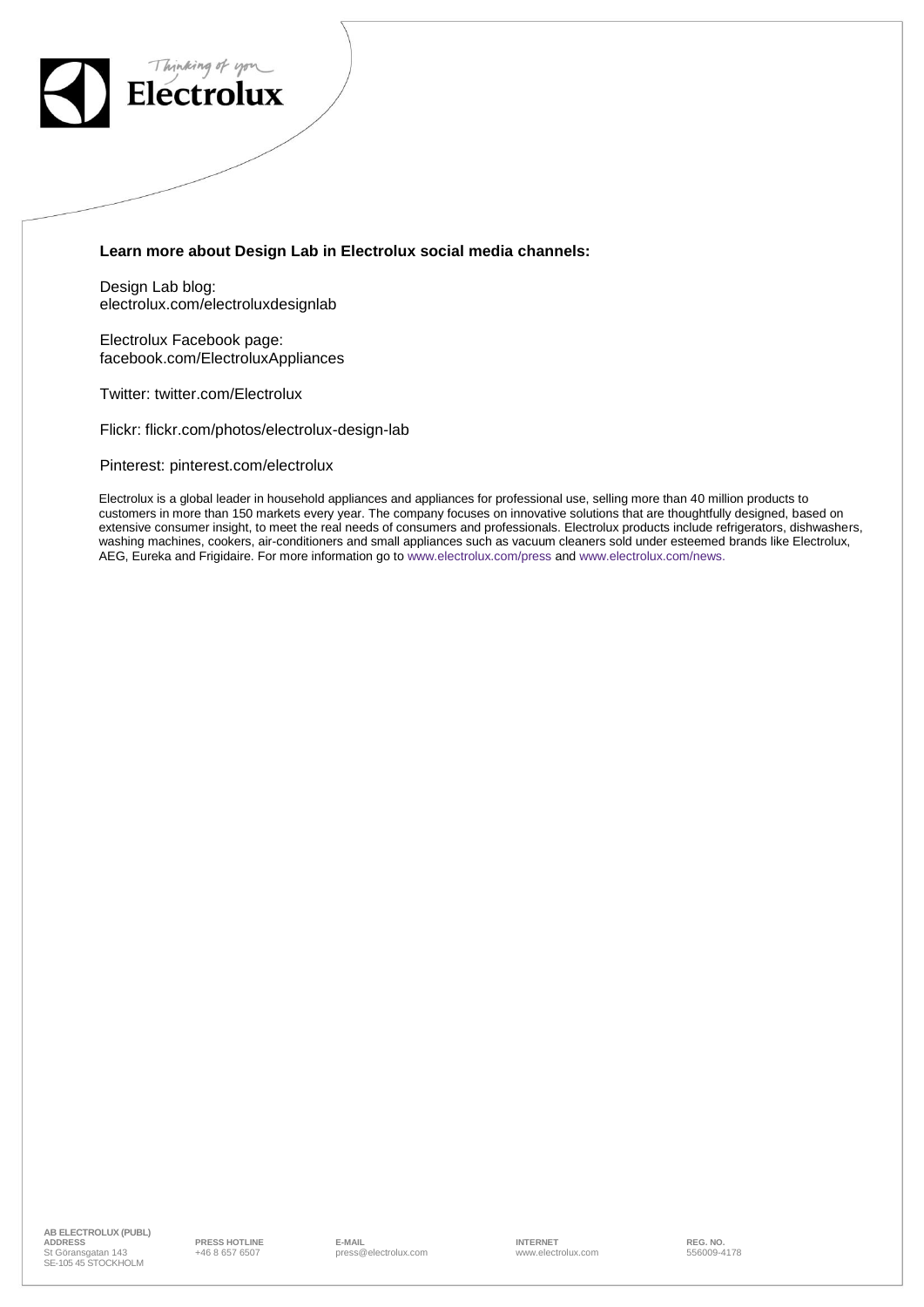**Learn more about Design Lab in Electrolux social media channels:**

Design Lab blog:
electrolux.com/electroluxdesignlab

Electrolux Facebook page:
facebook.com/ElectroluxAppliances

Twitter: twitter.com/Electrolux

Flickr: flickr.com/photos/electrolux-design-lab

Pinterest: pinterest.com/electrolux

Electrolux is a global leader in household appliances and appliances for professional use, selling more than 40 million products to customers in more than 150 markets every year. The company focuses on innovative solutions that are thoughtfully designed, based on extensive consumer insight, to meet the real needs of consumers and professionals. Electrolux products include refrigerators, dishwashers, washing machines, cookers, air-conditioners and small appliances such as vacuum cleaners sold under esteemed brands like Electrolux, AEG, Eureka and Frigidaire. For more information go to www.electrolux.com/press and www.electrolux.com/news.